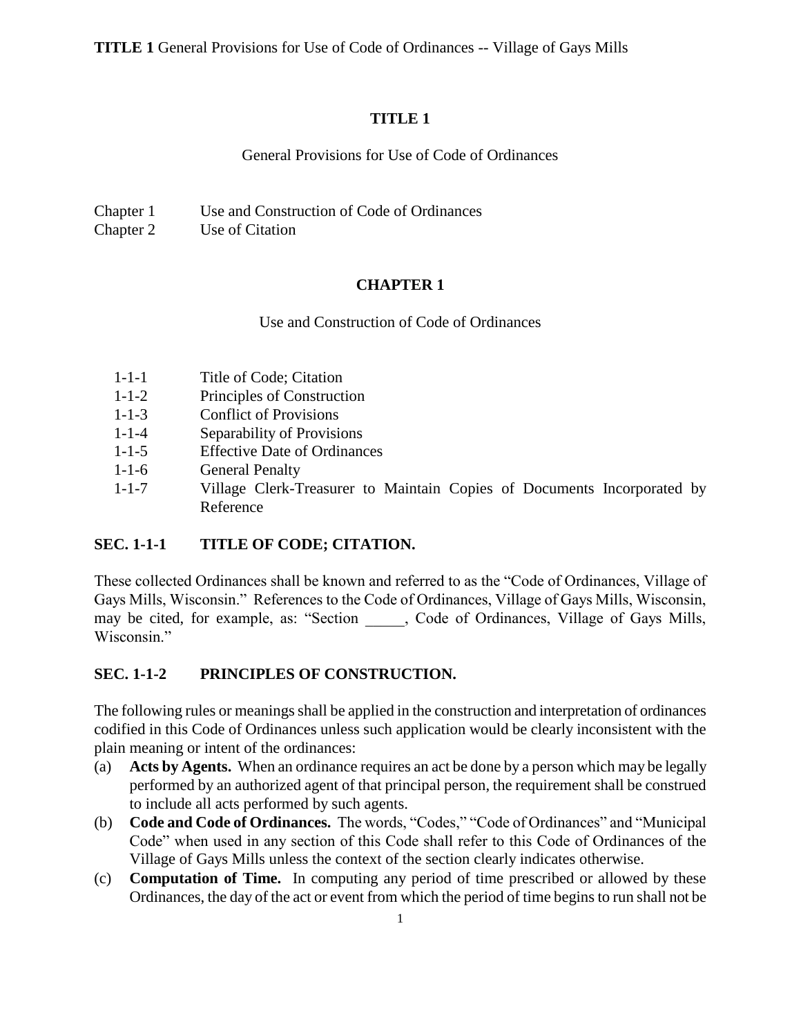# TITLE 1

General Provisions for Use of Code of Ordinances

Chapter 1 Use and Construction of Code of Ordinances
Chapter 2 Use of Citation

## CHAPTER 1

Use and Construction of Code of Ordinances

1-1-1 Title of Code; Citation
1-1-2 Principles of Construction
1-1-3 Conflict of Provisions
1-1-4 Separability of Provisions
1-1-5 Effective Date of Ordinances
1-1-6 General Penalty
1-1-7 Village Clerk-Treasurer to Maintain Copies of Documents Incorporated by Reference

### SEC. 1-1-1 TITLE OF CODE; CITATION.

These collected Ordinances shall be known and referred to as the "Code of Ordinances, Village of Gays Mills, Wisconsin." References to the Code of Ordinances, Village of Gays Mills, Wisconsin, may be cited, for example, as: "Section _____, Code of Ordinances, Village of Gays Mills, Wisconsin."

### SEC. 1-1-2 PRINCIPLES OF CONSTRUCTION.

The following rules or meanings shall be applied in the construction and interpretation of ordinances codified in this Code of Ordinances unless such application would be clearly inconsistent with the plain meaning or intent of the ordinances:

(a) **Acts by Agents.** When an ordinance requires an act be done by a person which may be legally performed by an authorized agent of that principal person, the requirement shall be construed to include all acts performed by such agents.

(b) **Code and Code of Ordinances.** The words, "Codes," "Code of Ordinances" and "Municipal Code" when used in any section of this Code shall refer to this Code of Ordinances of the Village of Gays Mills unless the context of the section clearly indicates otherwise.

(c) **Computation of Time.** In computing any period of time prescribed or allowed by these Ordinances, the day of the act or event from which the period of time begins to run shall not be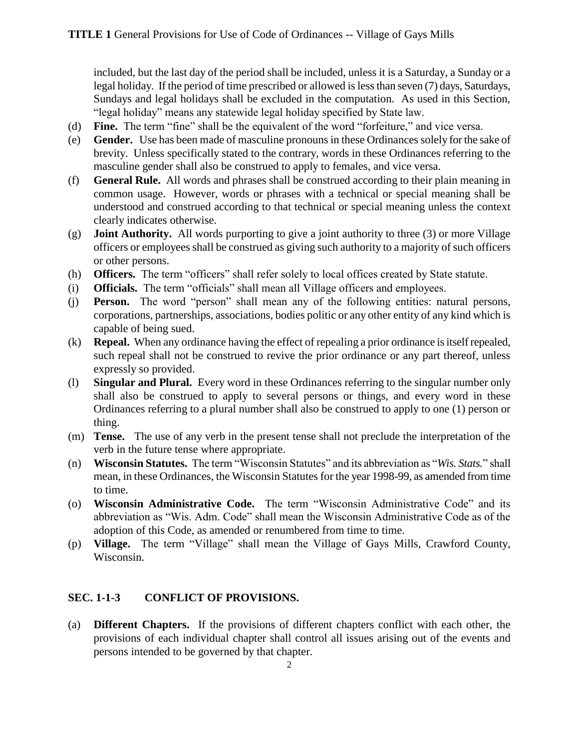included, but the last day of the period shall be included, unless it is a Saturday, a Sunday or a legal holiday. If the period of time prescribed or allowed is less than seven (7) days, Saturdays, Sundays and legal holidays shall be excluded in the computation. As used in this Section, "legal holiday" means any statewide legal holiday specified by State law.

(d) **Fine.** The term "fine" shall be the equivalent of the word "forfeiture," and vice versa.

(e) **Gender.** Use has been made of masculine pronouns in these Ordinances solely for the sake of brevity. Unless specifically stated to the contrary, words in these Ordinances referring to the masculine gender shall also be construed to apply to females, and vice versa.

(f) **General Rule.** All words and phrases shall be construed according to their plain meaning in common usage. However, words or phrases with a technical or special meaning shall be understood and construed according to that technical or special meaning unless the context clearly indicates otherwise.

(g) **Joint Authority.** All words purporting to give a joint authority to three (3) or more Village officers or employees shall be construed as giving such authority to a majority of such officers or other persons.

(h) **Officers.** The term "officers" shall refer solely to local offices created by State statute.

(i) **Officials.** The term "officials" shall mean all Village officers and employees.

(j) **Person.** The word "person" shall mean any of the following entities: natural persons, corporations, partnerships, associations, bodies politic or any other entity of any kind which is capable of being sued.

(k) **Repeal.** When any ordinance having the effect of repealing a prior ordinance is itself repealed, such repeal shall not be construed to revive the prior ordinance or any part thereof, unless expressly so provided.

(l) **Singular and Plural.** Every word in these Ordinances referring to the singular number only shall also be construed to apply to several persons or things, and every word in these Ordinances referring to a plural number shall also be construed to apply to one (1) person or thing.

(m) **Tense.** The use of any verb in the present tense shall not preclude the interpretation of the verb in the future tense where appropriate.

(n) **Wisconsin Statutes.** The term "Wisconsin Statutes" and its abbreviation as "*Wis. Stats.*" shall mean, in these Ordinances, the Wisconsin Statutes for the year 1998-99, as amended from time to time.

(o) **Wisconsin Administrative Code.** The term "Wisconsin Administrative Code" and its abbreviation as "Wis. Adm. Code" shall mean the Wisconsin Administrative Code as of the adoption of this Code, as amended or renumbered from time to time.

(p) **Village.** The term "Village" shall mean the Village of Gays Mills, Crawford County, Wisconsin.

## SEC. 1-1-3 CONFLICT OF PROVISIONS.

(a) **Different Chapters.** If the provisions of different chapters conflict with each other, the provisions of each individual chapter shall control all issues arising out of the events and persons intended to be governed by that chapter.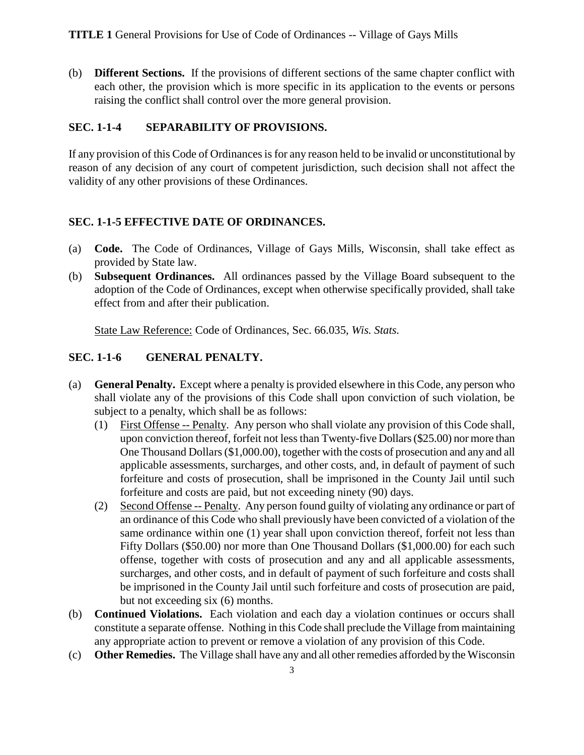(b) **Different Sections.** If the provisions of different sections of the same chapter conflict with each other, the provision which is more specific in its application to the events or persons raising the conflict shall control over the more general provision.

## SEC. 1-1-4 SEPARABILITY OF PROVISIONS.

If any provision of this Code of Ordinances is for any reason held to be invalid or unconstitutional by reason of any decision of any court of competent jurisdiction, such decision shall not affect the validity of any other provisions of these Ordinances.

## SEC. 1-1-5 EFFECTIVE DATE OF ORDINANCES.

(a) **Code.** The Code of Ordinances, Village of Gays Mills, Wisconsin, shall take effect as provided by State law.

(b) **Subsequent Ordinances.** All ordinances passed by the Village Board subsequent to the adoption of the Code of Ordinances, except when otherwise specifically provided, shall take effect from and after their publication.

State Law Reference: Code of Ordinances, Sec. 66.035, *Wis. Stats.*

## SEC. 1-1-6 GENERAL PENALTY.

(a) **General Penalty.** Except where a penalty is provided elsewhere in this Code, any person who shall violate any of the provisions of this Code shall upon conviction of such violation, be subject to a penalty, which shall be as follows:

   (1) First Offense -- Penalty. Any person who shall violate any provision of this Code shall, upon conviction thereof, forfeit not less than Twenty-five Dollars ($25.00) nor more than One Thousand Dollars ($1,000.00), together with the costs of prosecution and any and all applicable assessments, surcharges, and other costs, and, in default of payment of such forfeiture and costs of prosecution, shall be imprisoned in the County Jail until such forfeiture and costs are paid, but not exceeding ninety (90) days.

   (2) Second Offense -- Penalty. Any person found guilty of violating any ordinance or part of an ordinance of this Code who shall previously have been convicted of a violation of the same ordinance within one (1) year shall upon conviction thereof, forfeit not less than Fifty Dollars ($50.00) nor more than One Thousand Dollars ($1,000.00) for each such offense, together with costs of prosecution and any and all applicable assessments, surcharges, and other costs, and in default of payment of such forfeiture and costs shall be imprisoned in the County Jail until such forfeiture and costs of prosecution are paid, but not exceeding six (6) months.

(b) **Continued Violations.** Each violation and each day a violation continues or occurs shall constitute a separate offense. Nothing in this Code shall preclude the Village from maintaining any appropriate action to prevent or remove a violation of any provision of this Code.

(c) **Other Remedies.** The Village shall have any and all other remedies afforded by the Wisconsin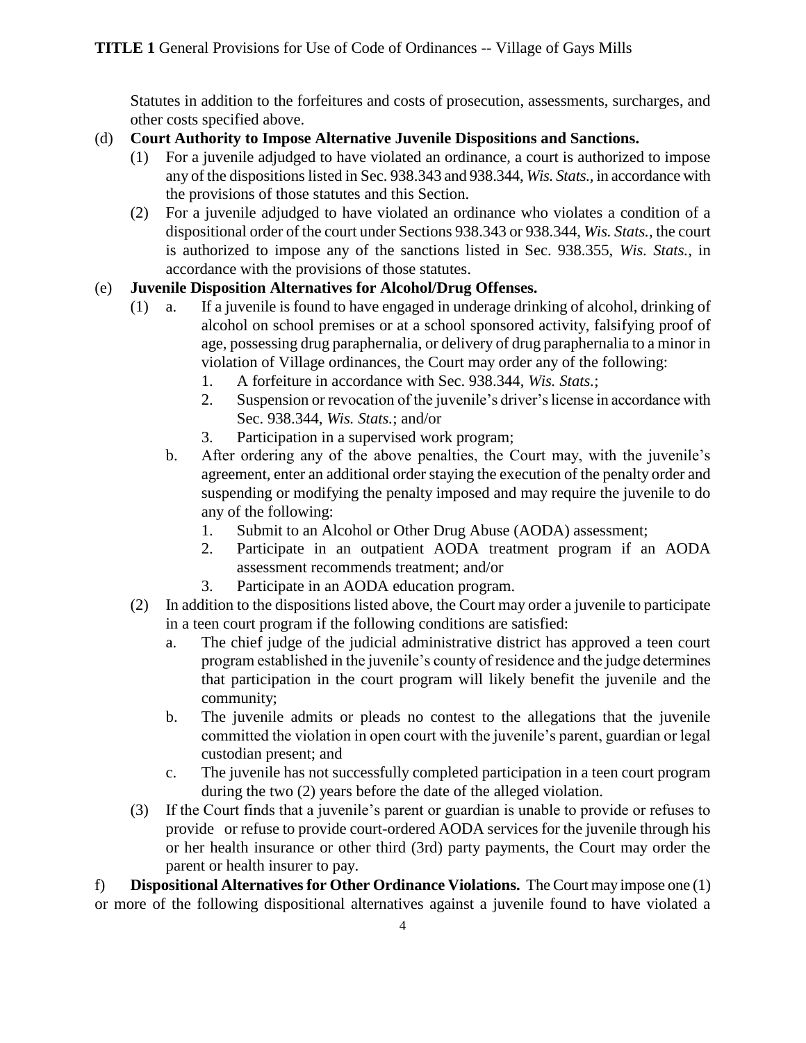Statutes in addition to the forfeitures and costs of prosecution, assessments, surcharges, and other costs specified above.

(d) **Court Authority to Impose Alternative Juvenile Dispositions and Sanctions.**

(1) For a juvenile adjudged to have violated an ordinance, a court is authorized to impose any of the dispositions listed in Sec. 938.343 and 938.344, *Wis. Stats.*, in accordance with the provisions of those statutes and this Section.

(2) For a juvenile adjudged to have violated an ordinance who violates a condition of a dispositional order of the court under Sections 938.343 or 938.344, *Wis. Stats.*, the court is authorized to impose any of the sanctions listed in Sec. 938.355, *Wis. Stats.*, in accordance with the provisions of those statutes.

(e) **Juvenile Disposition Alternatives for Alcohol/Drug Offenses.**

(1) a. If a juvenile is found to have engaged in underage drinking of alcohol, drinking of alcohol on school premises or at a school sponsored activity, falsifying proof of age, possessing drug paraphernalia, or delivery of drug paraphernalia to a minor in violation of Village ordinances, the Court may order any of the following:

1. A forfeiture in accordance with Sec. 938.344, *Wis. Stats.*;
2. Suspension or revocation of the juvenile's driver's license in accordance with Sec. 938.344, *Wis. Stats.*; and/or
3. Participation in a supervised work program;

b. After ordering any of the above penalties, the Court may, with the juvenile's agreement, enter an additional order staying the execution of the penalty order and suspending or modifying the penalty imposed and may require the juvenile to do any of the following:

1. Submit to an Alcohol or Other Drug Abuse (AODA) assessment;
2. Participate in an outpatient AODA treatment program if an AODA assessment recommends treatment; and/or
3. Participate in an AODA education program.

(2) In addition to the dispositions listed above, the Court may order a juvenile to participate in a teen court program if the following conditions are satisfied:

a. The chief judge of the judicial administrative district has approved a teen court program established in the juvenile's county of residence and the judge determines that participation in the court program will likely benefit the juvenile and the community;

b. The juvenile admits or pleads no contest to the allegations that the juvenile committed the violation in open court with the juvenile's parent, guardian or legal custodian present; and

c. The juvenile has not successfully completed participation in a teen court program during the two (2) years before the date of the alleged violation.

(3) If the Court finds that a juvenile's parent or guardian is unable to provide or refuses to provide or refuse to provide court-ordered AODA services for the juvenile through his or her health insurance or other third (3rd) party payments, the Court may order the parent or health insurer to pay.

f) **Dispositional Alternatives for Other Ordinance Violations.** The Court may impose one (1) or more of the following dispositional alternatives against a juvenile found to have violated a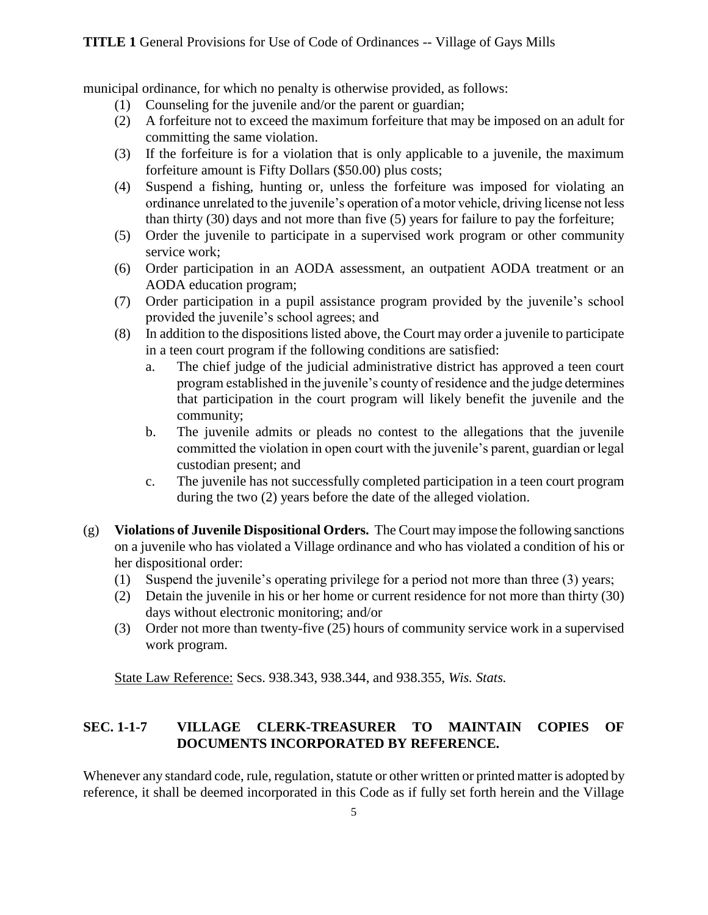municipal ordinance, for which no penalty is otherwise provided, as follows:

(1) Counseling for the juvenile and/or the parent or guardian;
(2) A forfeiture not to exceed the maximum forfeiture that may be imposed on an adult for committing the same violation.
(3) If the forfeiture is for a violation that is only applicable to a juvenile, the maximum forfeiture amount is Fifty Dollars ($50.00) plus costs;
(4) Suspend a fishing, hunting or, unless the forfeiture was imposed for violating an ordinance unrelated to the juvenile's operation of a motor vehicle, driving license not less than thirty (30) days and not more than five (5) years for failure to pay the forfeiture;
(5) Order the juvenile to participate in a supervised work program or other community service work;
(6) Order participation in an AODA assessment, an outpatient AODA treatment or an AODA education program;
(7) Order participation in a pupil assistance program provided by the juvenile's school provided the juvenile's school agrees; and
(8) In addition to the dispositions listed above, the Court may order a juvenile to participate in a teen court program if the following conditions are satisfied:
    a. The chief judge of the judicial administrative district has approved a teen court program established in the juvenile's county of residence and the judge determines that participation in the court program will likely benefit the juvenile and the community;
    b. The juvenile admits or pleads no contest to the allegations that the juvenile committed the violation in open court with the juvenile's parent, guardian or legal custodian present; and
    c. The juvenile has not successfully completed participation in a teen court program during the two (2) years before the date of the alleged violation.

(g) **Violations of Juvenile Dispositional Orders.** The Court may impose the following sanctions on a juvenile who has violated a Village ordinance and who has violated a condition of his or her dispositional order:

(1) Suspend the juvenile's operating privilege for a period not more than three (3) years;
(2) Detain the juvenile in his or her home or current residence for not more than thirty (30) days without electronic monitoring; and/or
(3) Order not more than twenty-five (25) hours of community service work in a supervised work program.

State Law Reference: Secs. 938.343, 938.344, and 938.355, *Wis. Stats.*

## SEC. 1-1-7 VILLAGE CLERK-TREASURER TO MAINTAIN COPIES OF DOCUMENTS INCORPORATED BY REFERENCE.

Whenever any standard code, rule, regulation, statute or other written or printed matter is adopted by reference, it shall be deemed incorporated in this Code as if fully set forth herein and the Village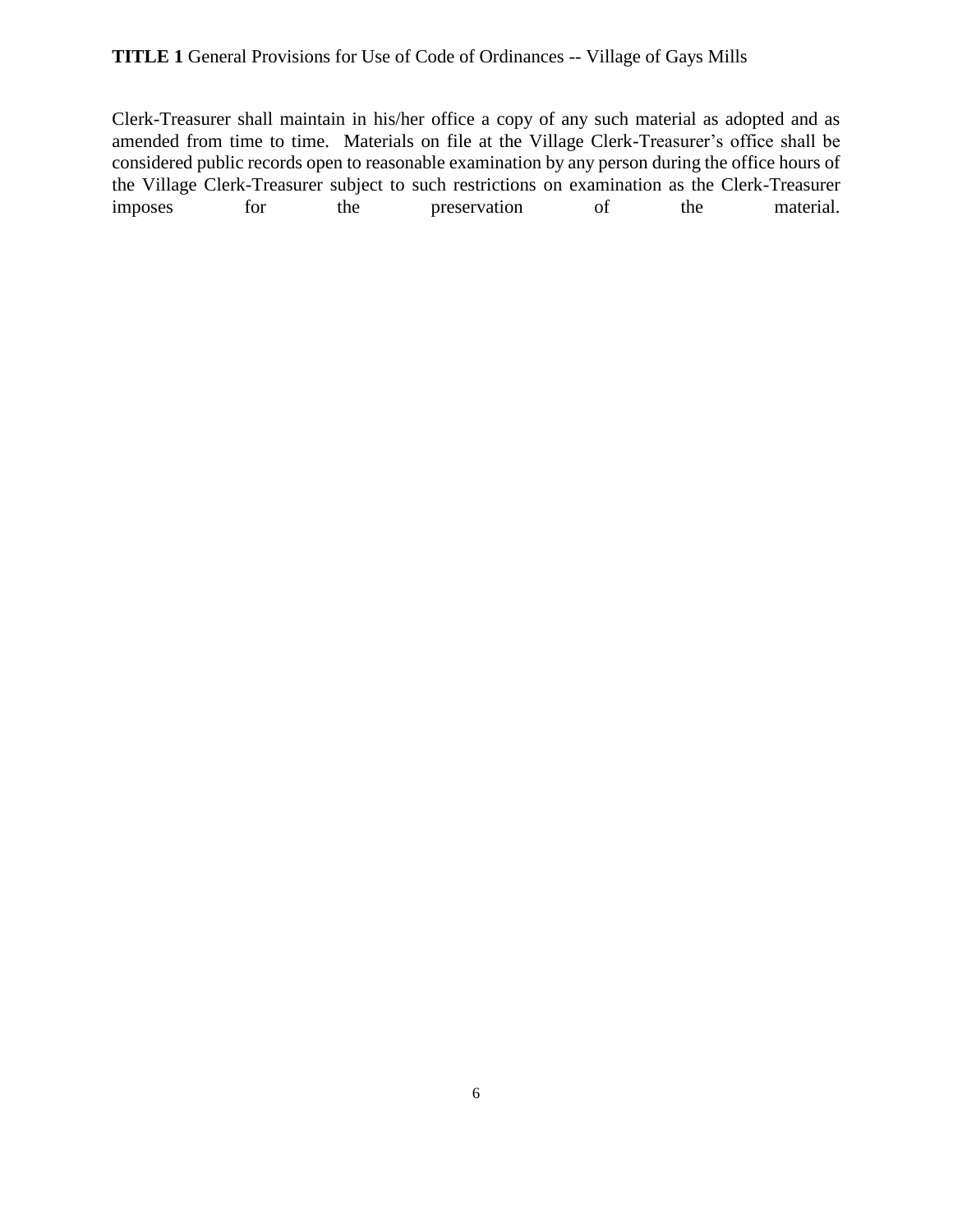Clerk-Treasurer shall maintain in his/her office a copy of any such material as adopted and as amended from time to time. Materials on file at the Village Clerk-Treasurer's office shall be considered public records open to reasonable examination by any person during the office hours of the Village Clerk-Treasurer subject to such restrictions on examination as the Clerk-Treasurer imposes for the preservation of the material.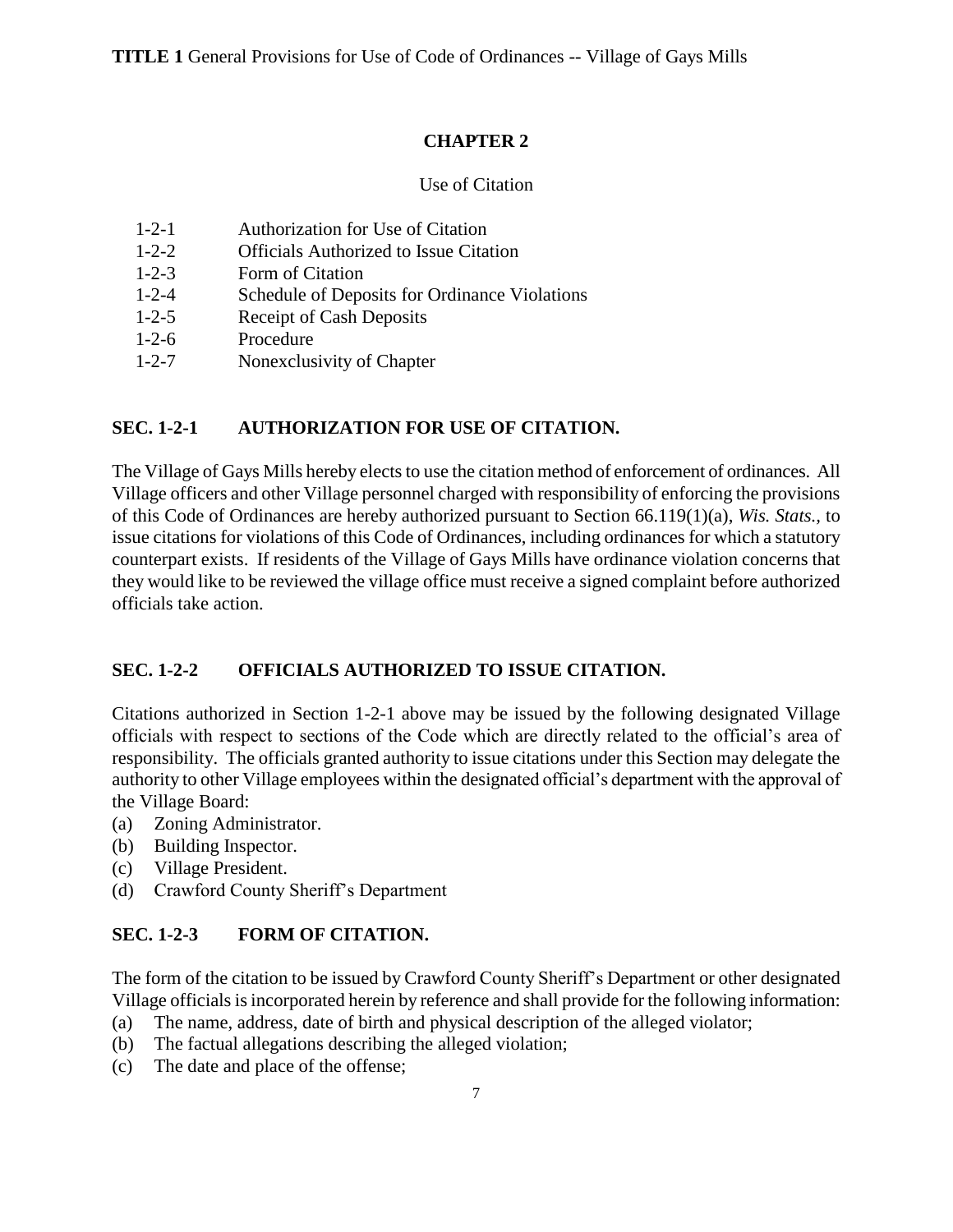## CHAPTER 2

Use of Citation

| | |
|---|---|
| 1-2-1 | Authorization for Use of Citation |
| 1-2-2 | Officials Authorized to Issue Citation |
| 1-2-3 | Form of Citation |
| 1-2-4 | Schedule of Deposits for Ordinance Violations |
| 1-2-5 | Receipt of Cash Deposits |
| 1-2-6 | Procedure |
| 1-2-7 | Nonexclusivity of Chapter |

### SEC. 1-2-1 AUTHORIZATION FOR USE OF CITATION.

The Village of Gays Mills hereby elects to use the citation method of enforcement of ordinances. All Village officers and other Village personnel charged with responsibility of enforcing the provisions of this Code of Ordinances are hereby authorized pursuant to Section 66.119(1)(a), *Wis. Stats.,* to issue citations for violations of this Code of Ordinances, including ordinances for which a statutory counterpart exists. If residents of the Village of Gays Mills have ordinance violation concerns that they would like to be reviewed the village office must receive a signed complaint before authorized officials take action.

### SEC. 1-2-2 OFFICIALS AUTHORIZED TO ISSUE CITATION.

Citations authorized in Section 1-2-1 above may be issued by the following designated Village officials with respect to sections of the Code which are directly related to the official's area of responsibility. The officials granted authority to issue citations under this Section may delegate the authority to other Village employees within the designated official's department with the approval of the Village Board:

(a) Zoning Administrator.
(b) Building Inspector.
(c) Village President.
(d) Crawford County Sheriff's Department

### SEC. 1-2-3 FORM OF CITATION.

The form of the citation to be issued by Crawford County Sheriff's Department or other designated Village officials is incorporated herein by reference and shall provide for the following information:

(a) The name, address, date of birth and physical description of the alleged violator;
(b) The factual allegations describing the alleged violation;
(c) The date and place of the offense;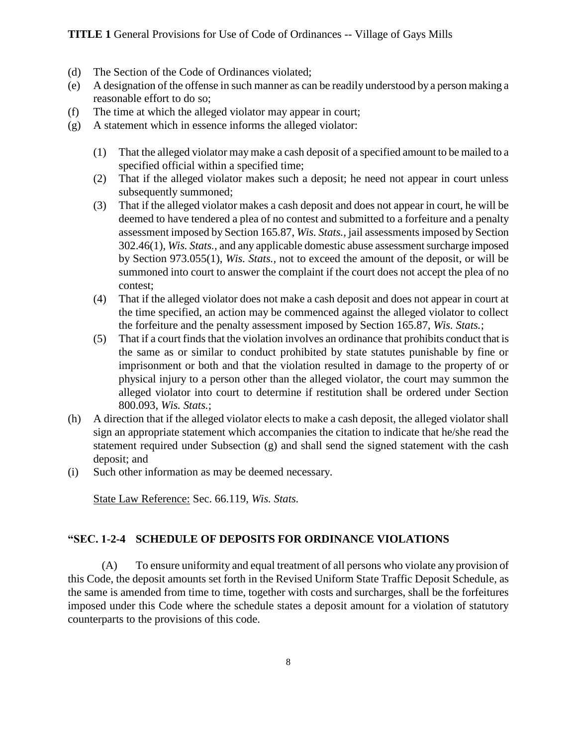(d) The Section of the Code of Ordinances violated;

(e) A designation of the offense in such manner as can be readily understood by a person making a reasonable effort to do so;

(f) The time at which the alleged violator may appear in court;

(g) A statement which in essence informs the alleged violator:

   (1) That the alleged violator may make a cash deposit of a specified amount to be mailed to a specified official within a specified time;

   (2) That if the alleged violator makes such a deposit; he need not appear in court unless subsequently summoned;

   (3) That if the alleged violator makes a cash deposit and does not appear in court, he will be deemed to have tendered a plea of no contest and submitted to a forfeiture and a penalty assessment imposed by Section 165.87, *Wis. Stats.*, jail assessments imposed by Section 302.46(1), *Wis. Stats.*, and any applicable domestic abuse assessment surcharge imposed by Section 973.055(1), *Wis. Stats.*, not to exceed the amount of the deposit, or will be summoned into court to answer the complaint if the court does not accept the plea of no contest;

   (4) That if the alleged violator does not make a cash deposit and does not appear in court at the time specified, an action may be commenced against the alleged violator to collect the forfeiture and the penalty assessment imposed by Section 165.87, *Wis. Stats.*;

   (5) That if a court finds that the violation involves an ordinance that prohibits conduct that is the same as or similar to conduct prohibited by state statutes punishable by fine or imprisonment or both and that the violation resulted in damage to the property of or physical injury to a person other than the alleged violator, the court may summon the alleged violator into court to determine if restitution shall be ordered under Section 800.093, *Wis. Stats.*;

(h) A direction that if the alleged violator elects to make a cash deposit, the alleged violator shall sign an appropriate statement which accompanies the citation to indicate that he/she read the statement required under Subsection (g) and shall send the signed statement with the cash deposit; and

(i) Such other information as may be deemed necessary.

State Law Reference: Sec. 66.119, *Wis. Stats.*

**"SEC. 1-2-4 SCHEDULE OF DEPOSITS FOR ORDINANCE VIOLATIONS**

(A) To ensure uniformity and equal treatment of all persons who violate any provision of this Code, the deposit amounts set forth in the Revised Uniform State Traffic Deposit Schedule, as the same is amended from time to time, together with costs and surcharges, shall be the forfeitures imposed under this Code where the schedule states a deposit amount for a violation of statutory counterparts to the provisions of this code.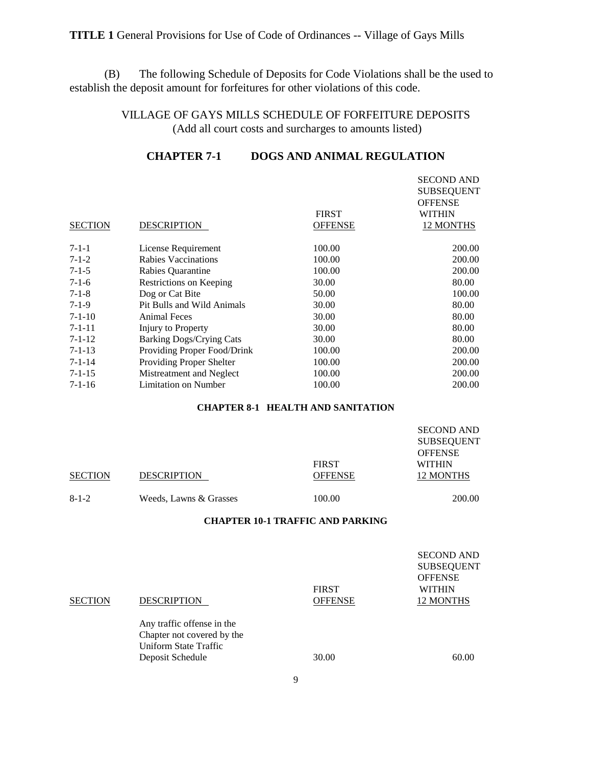(B) The following Schedule of Deposits for Code Violations shall be the used to establish the deposit amount for forfeitures for other violations of this code.

VILLAGE OF GAYS MILLS SCHEDULE OF FORFEITURE DEPOSITS
(Add all court costs and surcharges to amounts listed)

## CHAPTER 7-1 DOGS AND ANIMAL REGULATION

| SECTION | DESCRIPTION | FIRST OFFENSE | SECOND AND SUBSEQUENT OFFENSE WITHIN 12 MONTHS |
|---|---|---|---|
| 7-1-1 | License Requirement | 100.00 | 200.00 |
| 7-1-2 | Rabies Vaccinations | 100.00 | 200.00 |
| 7-1-5 | Rabies Quarantine | 100.00 | 200.00 |
| 7-1-6 | Restrictions on Keeping | 30.00 | 80.00 |
| 7-1-8 | Dog or Cat Bite | 50.00 | 100.00 |
| 7-1-9 | Pit Bulls and Wild Animals | 30.00 | 80.00 |
| 7-1-10 | Animal Feces | 30.00 | 80.00 |
| 7-1-11 | Injury to Property | 30.00 | 80.00 |
| 7-1-12 | Barking Dogs/Crying Cats | 30.00 | 80.00 |
| 7-1-13 | Providing Proper Food/Drink | 100.00 | 200.00 |
| 7-1-14 | Providing Proper Shelter | 100.00 | 200.00 |
| 7-1-15 | Mistreatment and Neglect | 100.00 | 200.00 |
| 7-1-16 | Limitation on Number | 100.00 | 200.00 |

### CHAPTER 8-1 HEALTH AND SANITATION

| SECTION | DESCRIPTION | FIRST OFFENSE | SECOND AND SUBSEQUENT OFFENSE WITHIN 12 MONTHS |
|---|---|---|---|
| 8-1-2 | Weeds, Lawns & Grasses | 100.00 | 200.00 |

### CHAPTER 10-1 TRAFFIC AND PARKING

| SECTION | DESCRIPTION | FIRST OFFENSE | SECOND AND SUBSEQUENT OFFENSE WITHIN 12 MONTHS |
|---|---|---|---|
| | Any traffic offense in the Chapter not covered by the Uniform State Traffic Deposit Schedule | 30.00 | 60.00 |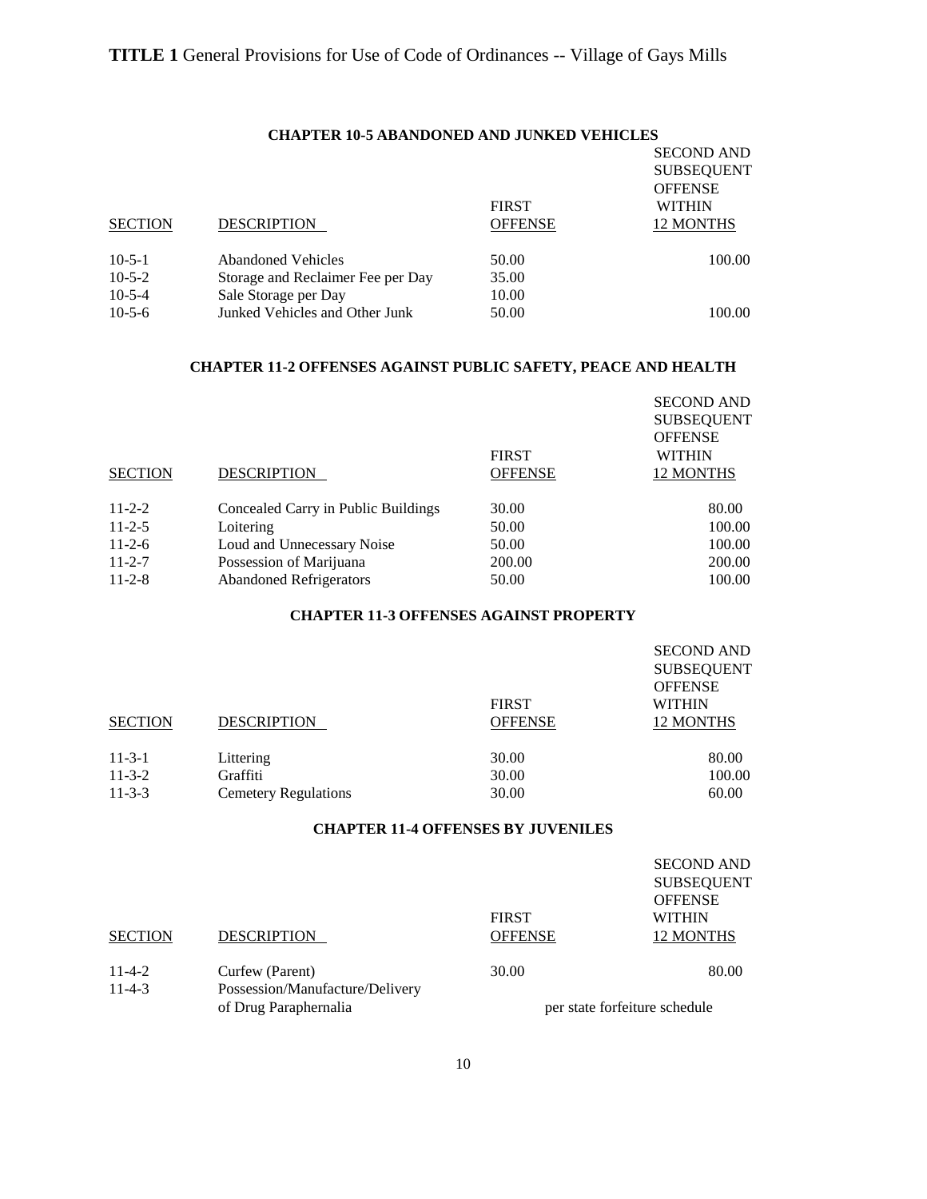**CHAPTER 10-5 ABANDONED AND JUNKED VEHICLES**

| SECTION | DESCRIPTION | FIRST OFFENSE | SECOND AND SUBSEQUENT OFFENSE WITHIN 12 MONTHS |
|---|---|---|---|
| 10-5-1 | Abandoned Vehicles | 50.00 | 100.00 |
| 10-5-2 | Storage and Reclaimer Fee per Day | 35.00 | |
| 10-5-4 | Sale Storage per Day | 10.00 | |
| 10-5-6 | Junked Vehicles and Other Junk | 50.00 | 100.00 |

**CHAPTER 11-2 OFFENSES AGAINST PUBLIC SAFETY, PEACE AND HEALTH**

| SECTION | DESCRIPTION | FIRST OFFENSE | SECOND AND SUBSEQUENT OFFENSE WITHIN 12 MONTHS |
|---|---|---|---|
| 11-2-2 | Concealed Carry in Public Buildings | 30.00 | 80.00 |
| 11-2-5 | Loitering | 50.00 | 100.00 |
| 11-2-6 | Loud and Unnecessary Noise | 50.00 | 100.00 |
| 11-2-7 | Possession of Marijuana | 200.00 | 200.00 |
| 11-2-8 | Abandoned Refrigerators | 50.00 | 100.00 |

**CHAPTER 11-3 OFFENSES AGAINST PROPERTY**

| SECTION | DESCRIPTION | FIRST OFFENSE | SECOND AND SUBSEQUENT OFFENSE WITHIN 12 MONTHS |
|---|---|---|---|
| 11-3-1 | Littering | 30.00 | 80.00 |
| 11-3-2 | Graffiti | 30.00 | 100.00 |
| 11-3-3 | Cemetery Regulations | 30.00 | 60.00 |

**CHAPTER 11-4 OFFENSES BY JUVENILES**

| SECTION | DESCRIPTION | FIRST OFFENSE | SECOND AND SUBSEQUENT OFFENSE WITHIN 12 MONTHS |
|---|---|---|---|
| 11-4-2 | Curfew (Parent) | 30.00 | 80.00 |
| 11-4-3 | Possession/Manufacture/Delivery of Drug Paraphernalia | per state forfeiture schedule | |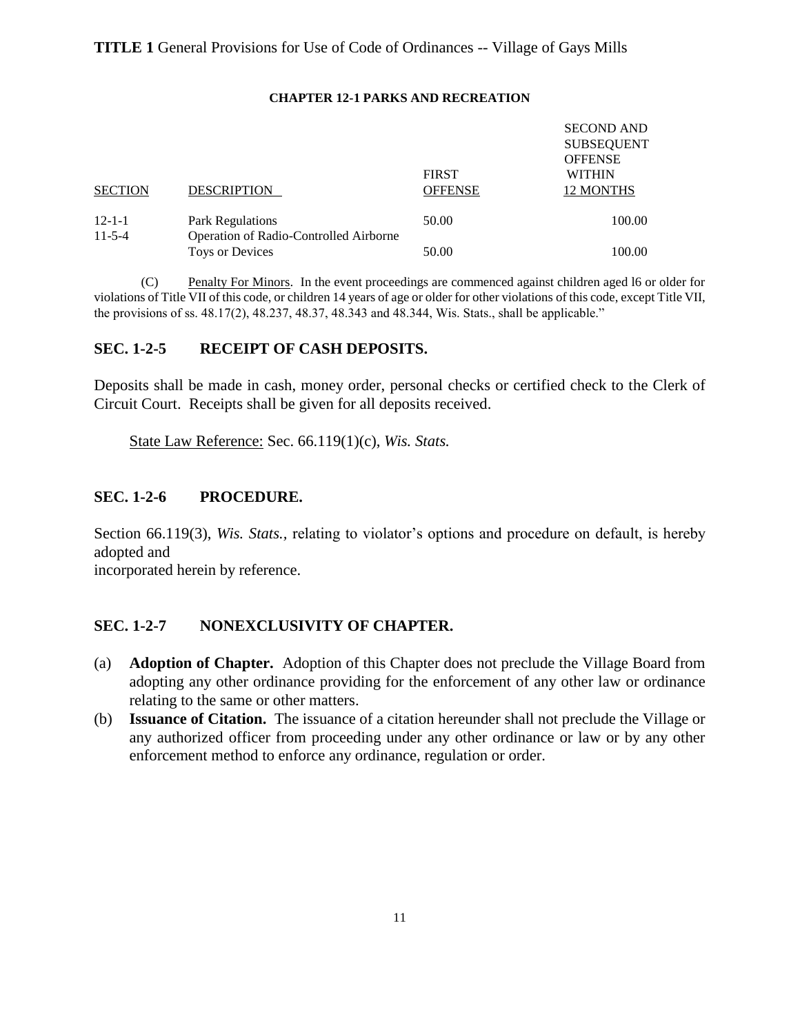**CHAPTER 12-1 PARKS AND RECREATION**

| SECTION | DESCRIPTION | FIRST OFFENSE | SECOND AND SUBSEQUENT OFFENSE WITHIN 12 MONTHS |
|---|---|---|---|
| 12-1-1 | Park Regulations | 50.00 | 100.00 |
| 11-5-4 | Operation of Radio-Controlled Airborne Toys or Devices | 50.00 | 100.00 |

(C) Penalty For Minors. In the event proceedings are commenced against children aged l6 or older for violations of Title VII of this code, or children 14 years of age or older for other violations of this code, except Title VII, the provisions of ss. 48.17(2), 48.237, 48.37, 48.343 and 48.344, Wis. Stats., shall be applicable."

## SEC. 1-2-5 RECEIPT OF CASH DEPOSITS.

Deposits shall be made in cash, money order, personal checks or certified check to the Clerk of Circuit Court. Receipts shall be given for all deposits received.

State Law Reference: Sec. 66.119(1)(c), *Wis. Stats.*

## SEC. 1-2-6 PROCEDURE.

Section 66.119(3), *Wis. Stats.,* relating to violator's options and procedure on default, is hereby adopted and
incorporated herein by reference.

## SEC. 1-2-7 NONEXCLUSIVITY OF CHAPTER.

(a) **Adoption of Chapter.** Adoption of this Chapter does not preclude the Village Board from adopting any other ordinance providing for the enforcement of any other law or ordinance relating to the same or other matters.

(b) **Issuance of Citation.** The issuance of a citation hereunder shall not preclude the Village or any authorized officer from proceeding under any other ordinance or law or by any other enforcement method to enforce any ordinance, regulation or order.